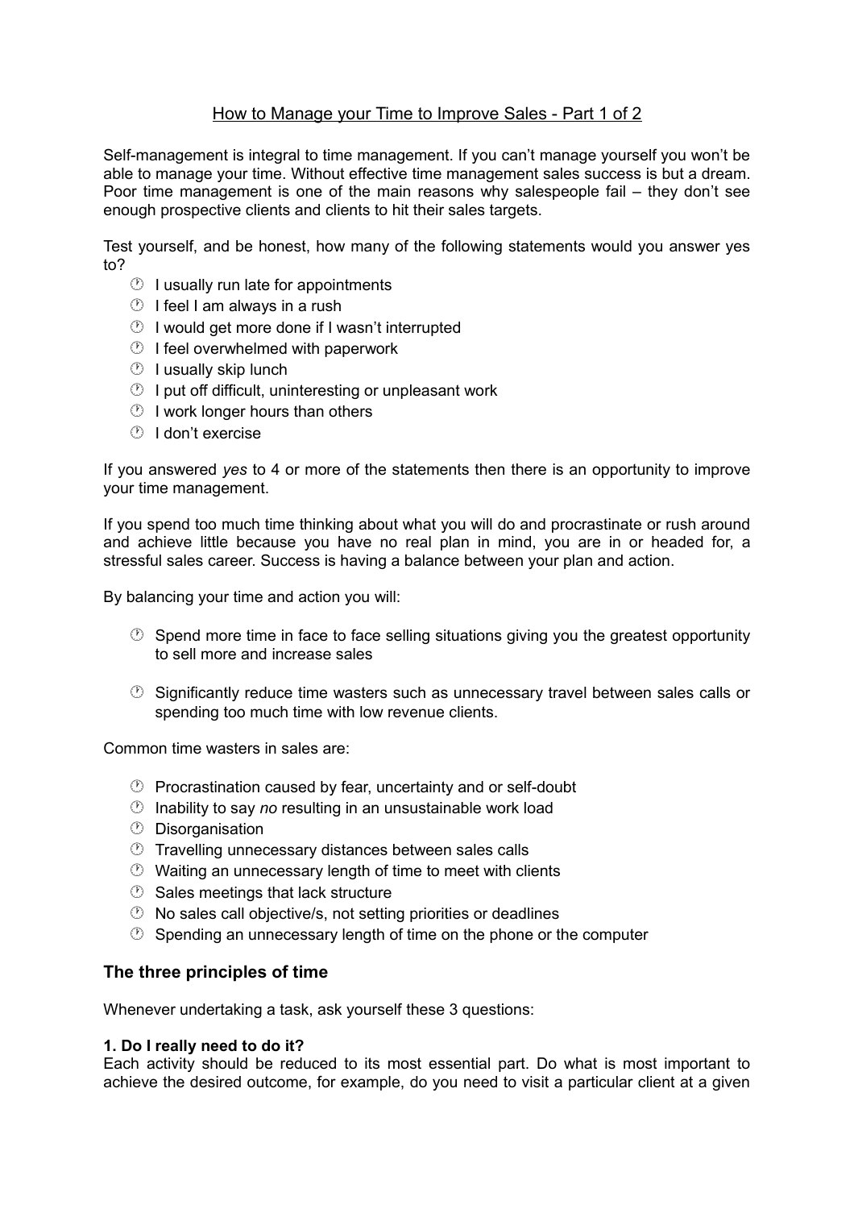# How to Manage your Time to Improve Sales - Part 1 of 2

Self-management is integral to time management. If you can't manage yourself you won't be able to manage your time. Without effective time management sales success is but a dream. Poor time management is one of the main reasons why salespeople fail – they don't see enough prospective clients and clients to hit their sales targets.

Test yourself, and be honest, how many of the following statements would you answer yes to?

- I usually run late for appointments
- I feel I am always in a rush
- I would get more done if I wasn't interrupted
- I feel overwhelmed with paperwork
- I usually skip lunch
- I put off difficult, uninteresting or unpleasant work
- I work longer hours than others
- I don't exercise

If you answered *yes* to 4 or more of the statements then there is an opportunity to improve your time management.

If you spend too much time thinking about what you will do and procrastinate or rush around and achieve little because you have no real plan in mind, you are in or headed for, a stressful sales career. Success is having a balance between your plan and action.

By balancing your time and action you will:

- Spend more time in face to face selling situations giving you the greatest opportunity to sell more and increase sales
- Significantly reduce time wasters such as unnecessary travel between sales calls or spending too much time with low revenue clients.

Common time wasters in sales are:

- Procrastination caused by fear, uncertainty and or self-doubt
- Inability to say *no* resulting in an unsustainable work load
- Disorganisation
- Travelling unnecessary distances between sales calls
- Waiting an unnecessary length of time to meet with clients
- Sales meetings that lack structure
- No sales call objective/s, not setting priorities or deadlines
- Spending an unnecessary length of time on the phone or the computer

## The three principles of time

Whenever undertaking a task, ask yourself these 3 questions:

**1. Do I really need to do it?**
Each activity should be reduced to its most essential part. Do what is most important to achieve the desired outcome, for example, do you need to visit a particular client at a given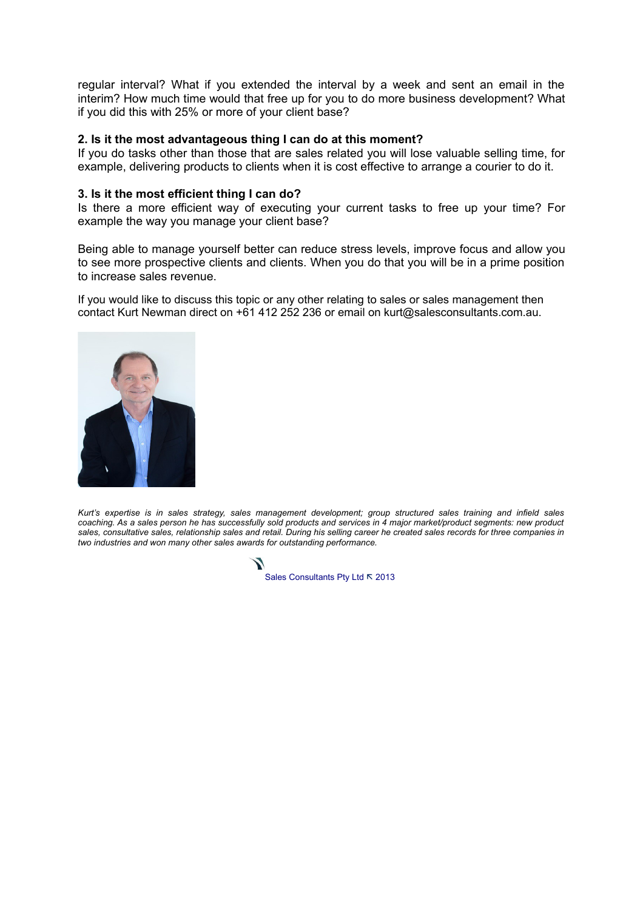regular interval? What if you extended the interval by a week and sent an email in the interim? How much time would that free up for you to do more business development? What if you did this with 25% or more of your client base?

**2. Is it the most advantageous thing I can do at this moment?**

If you do tasks other than those that are sales related you will lose valuable selling time, for example, delivering products to clients when it is cost effective to arrange a courier to do it.

**3. Is it the most efficient thing I can do?**

Is there a more efficient way of executing your current tasks to free up your time? For example the way you manage your client base?

Being able to manage yourself better can reduce stress levels, improve focus and allow you to see more prospective clients and clients. When you do that you will be in a prime position to increase sales revenue.

If you would like to discuss this topic or any other relating to sales or sales management then contact Kurt Newman direct on +61 412 252 236 or email on kurt@salesconsultants.com.au.

*Kurt's expertise is in sales strategy, sales management development; group structured sales training and infield sales coaching. As a sales person he has successfully sold products and services in 4 major market/product segments: new product sales, consultative sales, relationship sales and retail. During his selling career he created sales records for three companies in two industries and won many other sales awards for outstanding performance.*

Sales Consultants Pty Ltd © 2013